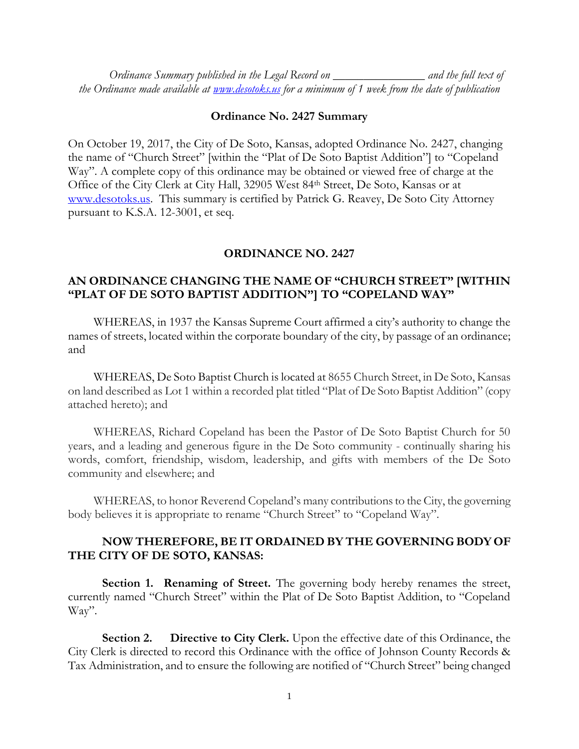*Ordinance Summary published in the Legal Record on _______________ and the full text of the Ordinance made available at [www.desotoks.us](http://www.desotoks.us) for a minimum of 1 week from the date of publication*

**Ordinance No. 2427 Summary**

On October 19, 2017, the City of De Soto, Kansas, adopted Ordinance No. 2427, changing the name of "Church Street" [within the "Plat of De Soto Baptist Addition"] to "Copeland Way". A complete copy of this ordinance may be obtained or viewed free of charge at the Office of the City Clerk at City Hall, 32905 West 84th Street, De Soto, Kansas or at [www.desotoks.us](http://www.desotoks.us). This summary is certified by Patrick G. Reavey, De Soto City Attorney pursuant to K.S.A. 12-3001, et seq.

## ORDINANCE NO. 2427

## AN ORDINANCE CHANGING THE NAME OF "CHURCH STREET" [WITHIN "PLAT OF DE SOTO BAPTIST ADDITION"] TO "COPELAND WAY"

WHEREAS, in 1937 the Kansas Supreme Court affirmed a city's authority to change the names of streets, located within the corporate boundary of the city, by passage of an ordinance; and

WHEREAS, De Soto Baptist Church is located at 8655 Church Street, in De Soto, Kansas on land described as Lot 1 within a recorded plat titled "Plat of De Soto Baptist Addition" (copy attached hereto); and

WHEREAS, Richard Copeland has been the Pastor of De Soto Baptist Church for 50 years, and a leading and generous figure in the De Soto community - continually sharing his words, comfort, friendship, wisdom, leadership, and gifts with members of the De Soto community and elsewhere; and

WHEREAS, to honor Reverend Copeland's many contributions to the City, the governing body believes it is appropriate to rename "Church Street" to "Copeland Way".

**NOW THEREFORE, BE IT ORDAINED BY THE GOVERNING BODY OF THE CITY OF DE SOTO, KANSAS:**

**Section 1. Renaming of Street.** The governing body hereby renames the street, currently named "Church Street" within the Plat of De Soto Baptist Addition, to "Copeland Way".

**Section 2. Directive to City Clerk.** Upon the effective date of this Ordinance, the City Clerk is directed to record this Ordinance with the office of Johnson County Records & Tax Administration, and to ensure the following are notified of "Church Street" being changed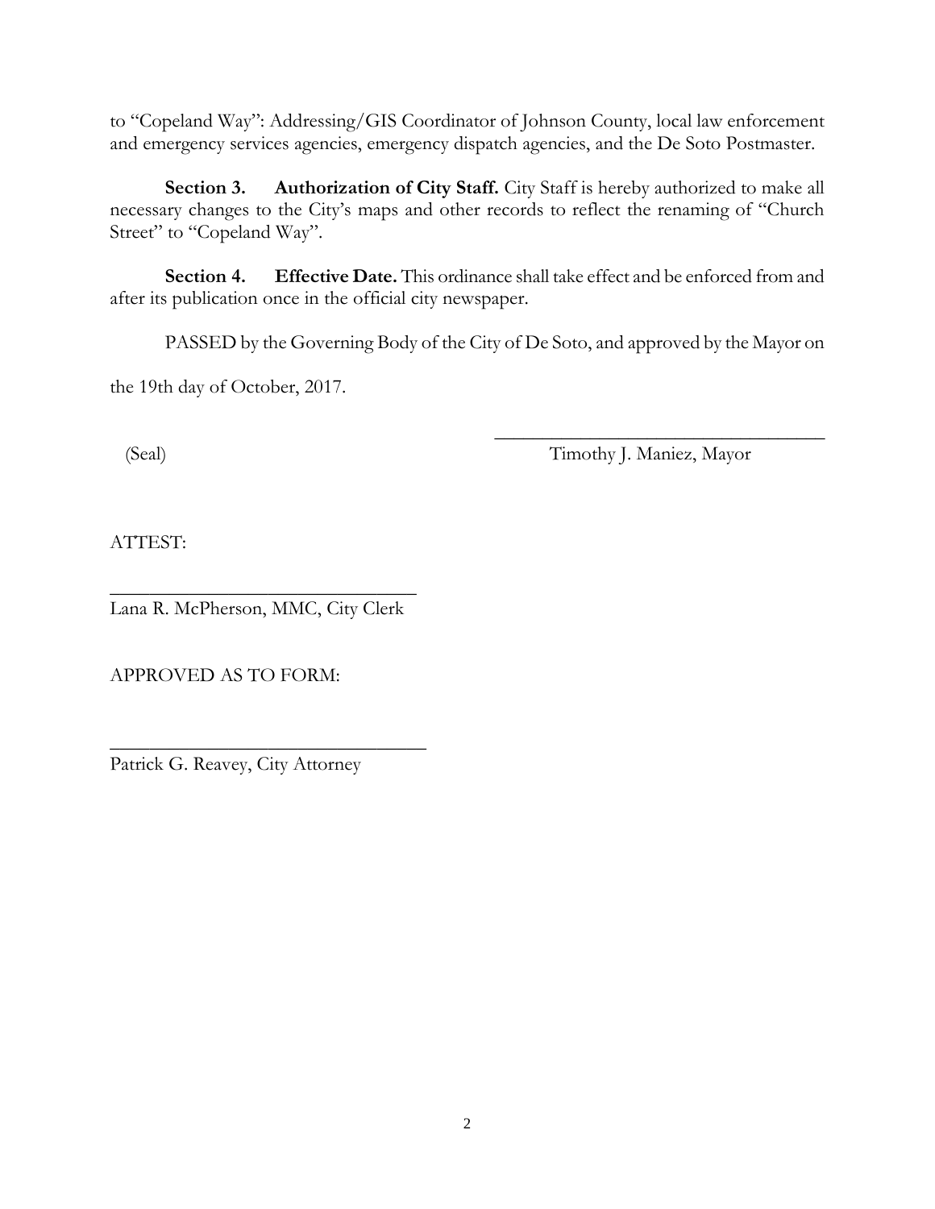to "Copeland Way": Addressing/GIS Coordinator of Johnson County, local law enforcement and emergency services agencies, emergency dispatch agencies, and the De Soto Postmaster.

**Section 3. Authorization of City Staff.** City Staff is hereby authorized to make all necessary changes to the City's maps and other records to reflect the renaming of "Church Street" to "Copeland Way".

**Section 4. Effective Date.** This ordinance shall take effect and be enforced from and after its publication once in the official city newspaper.

PASSED by the Governing Body of the City of De Soto, and approved by the Mayor on the 19th day of October, 2017.

(Seal)

\_\_\_\_\_\_\_\_\_\_\_\_\_\_\_\_\_\_\_\_\_\_\_\_\_\_\_\_\_\_\_\_\_\_\_\_
Timothy J. Maniez, Mayor

ATTEST:

\_\_\_\_\_\_\_\_\_\_\_\_\_\_\_\_\_\_\_\_\_\_\_\_\_\_\_\_\_\_\_\_\_\_
Lana R. McPherson, MMC, City Clerk

APPROVED AS TO FORM:

\_\_\_\_\_\_\_\_\_\_\_\_\_\_\_\_\_\_\_\_\_\_\_\_\_\_\_\_\_\_\_\_\_\_
Patrick G. Reavey, City Attorney